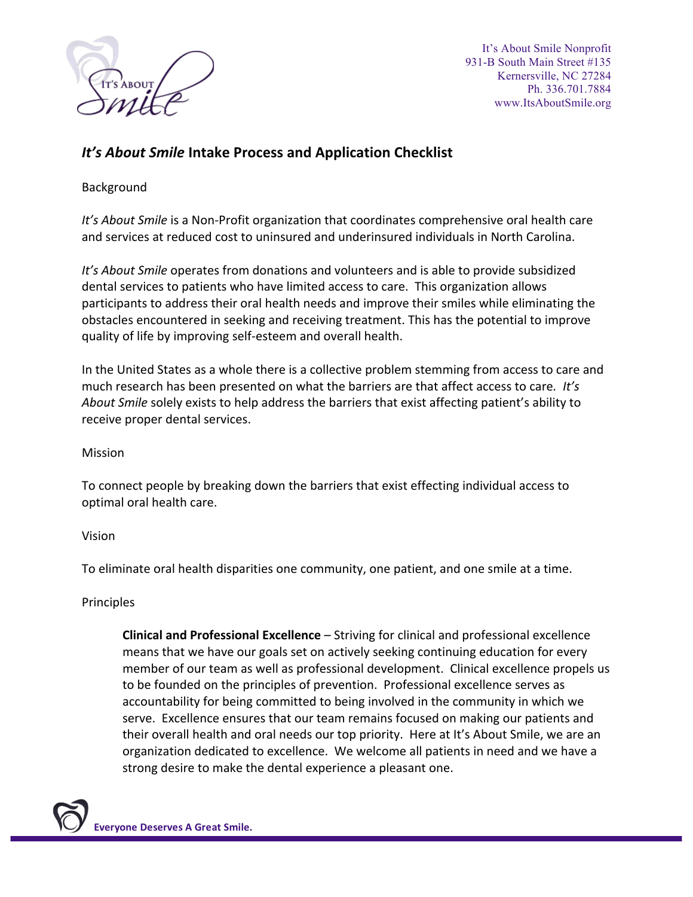It's About Smile Nonprofit
931-B South Main Street #135
Kernersville, NC 27284
Ph. 336.701.7884
www.ItsAboutSmile.org

## *It's About Smile* Intake Process and Application Checklist

Background

*It's About Smile* is a Non-Profit organization that coordinates comprehensive oral health care and services at reduced cost to uninsured and underinsured individuals in North Carolina.

*It's About Smile* operates from donations and volunteers and is able to provide subsidized dental services to patients who have limited access to care. This organization allows participants to address their oral health needs and improve their smiles while eliminating the obstacles encountered in seeking and receiving treatment. This has the potential to improve quality of life by improving self-esteem and overall health.

In the United States as a whole there is a collective problem stemming from access to care and much research has been presented on what the barriers are that affect access to care. *It's About Smile* solely exists to help address the barriers that exist affecting patient's ability to receive proper dental services.

Mission

To connect people by breaking down the barriers that exist effecting individual access to optimal oral health care.

Vision

To eliminate oral health disparities one community, one patient, and one smile at a time.

Principles

> **Clinical and Professional Excellence** – Striving for clinical and professional excellence means that we have our goals set on actively seeking continuing education for every member of our team as well as professional development. Clinical excellence propels us to be founded on the principles of prevention. Professional excellence serves as accountability for being committed to being involved in the community in which we serve. Excellence ensures that our team remains focused on making our patients and their overall health and oral needs our top priority. Here at It's About Smile, we are an organization dedicated to excellence. We welcome all patients in need and we have a strong desire to make the dental experience a pleasant one.

**Everyone Deserves A Great Smile.**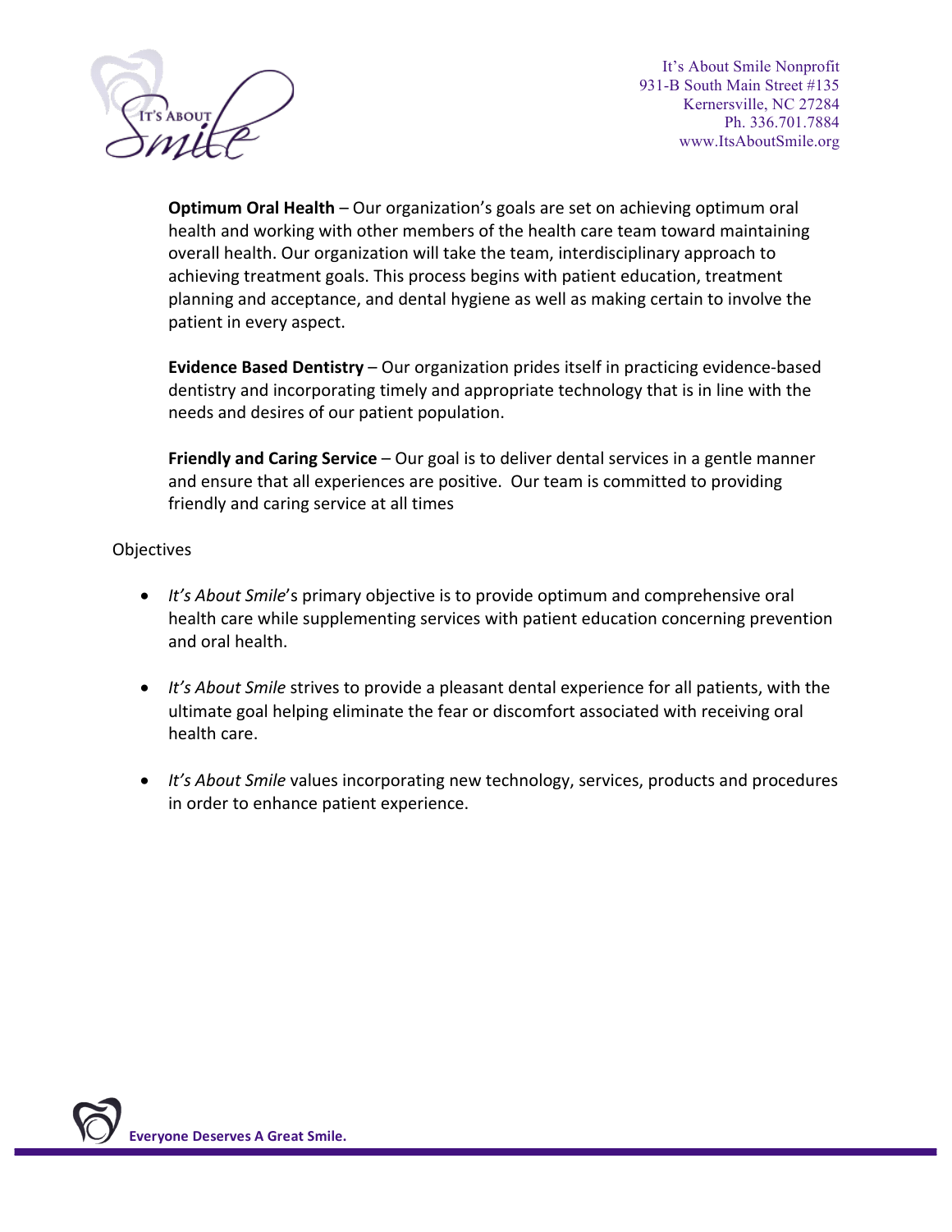**Optimum Oral Health** – Our organization's goals are set on achieving optimum oral health and working with other members of the health care team toward maintaining overall health. Our organization will take the team, interdisciplinary approach to achieving treatment goals. This process begins with patient education, treatment planning and acceptance, and dental hygiene as well as making certain to involve the patient in every aspect.

**Evidence Based Dentistry** – Our organization prides itself in practicing evidence-based dentistry and incorporating timely and appropriate technology that is in line with the needs and desires of our patient population.

**Friendly and Caring Service** – Our goal is to deliver dental services in a gentle manner and ensure that all experiences are positive. Our team is committed to providing friendly and caring service at all times

Objectives

- *It's About Smile*'s primary objective is to provide optimum and comprehensive oral health care while supplementing services with patient education concerning prevention and oral health.

- *It's About Smile* strives to provide a pleasant dental experience for all patients, with the ultimate goal helping eliminate the fear or discomfort associated with receiving oral health care.

- *It's About Smile* values incorporating new technology, services, products and procedures in order to enhance patient experience.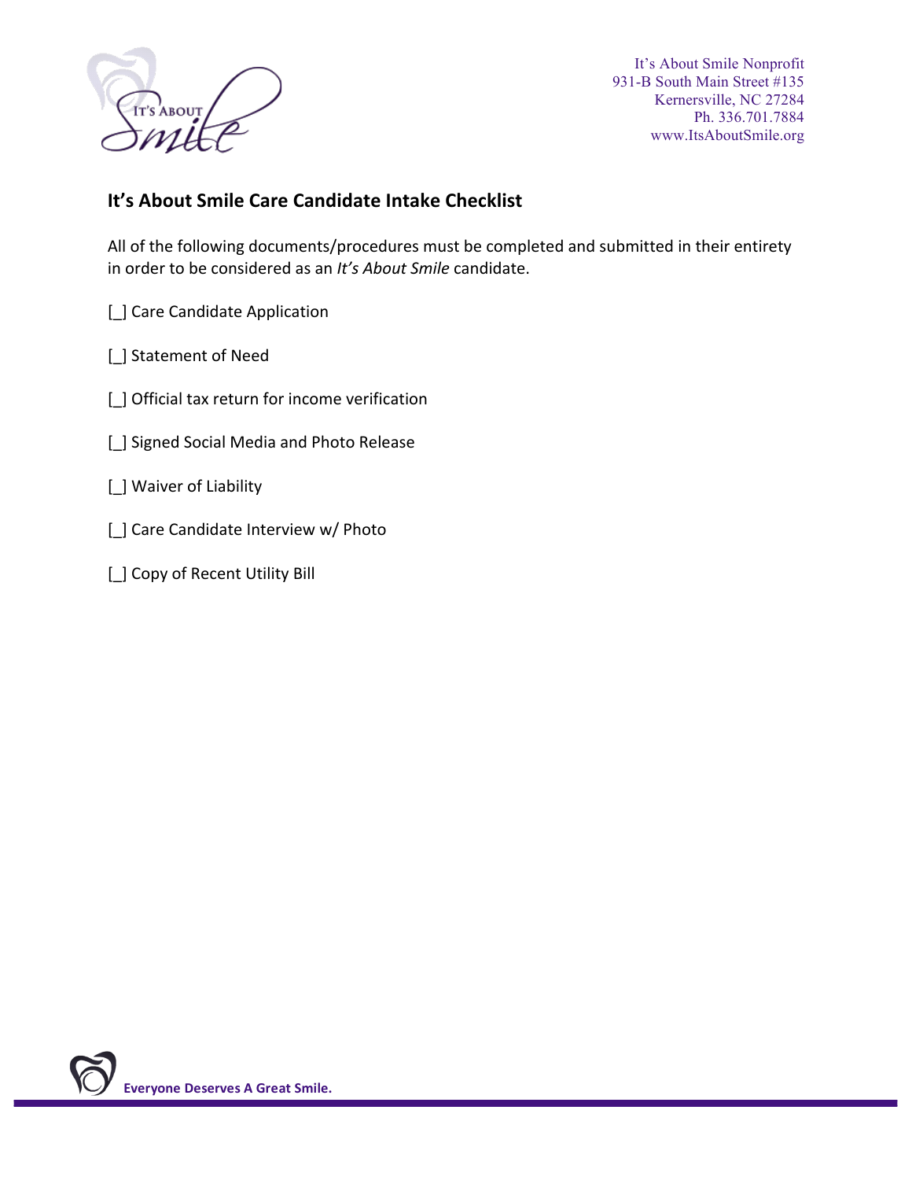It's About Smile Nonprofit
931-B South Main Street #135
Kernersville, NC 27284
Ph. 336.701.7884
www.ItsAboutSmile.org

## It's About Smile Care Candidate Intake Checklist

All of the following documents/procedures must be completed and submitted in their entirety in order to be considered as an *It's About Smile* candidate.

[_] Care Candidate Application

[_] Statement of Need

[_] Official tax return for income verification

[_] Signed Social Media and Photo Release

[_] Waiver of Liability

[_] Care Candidate Interview w/ Photo

[_] Copy of Recent Utility Bill

**Everyone Deserves A Great Smile.**